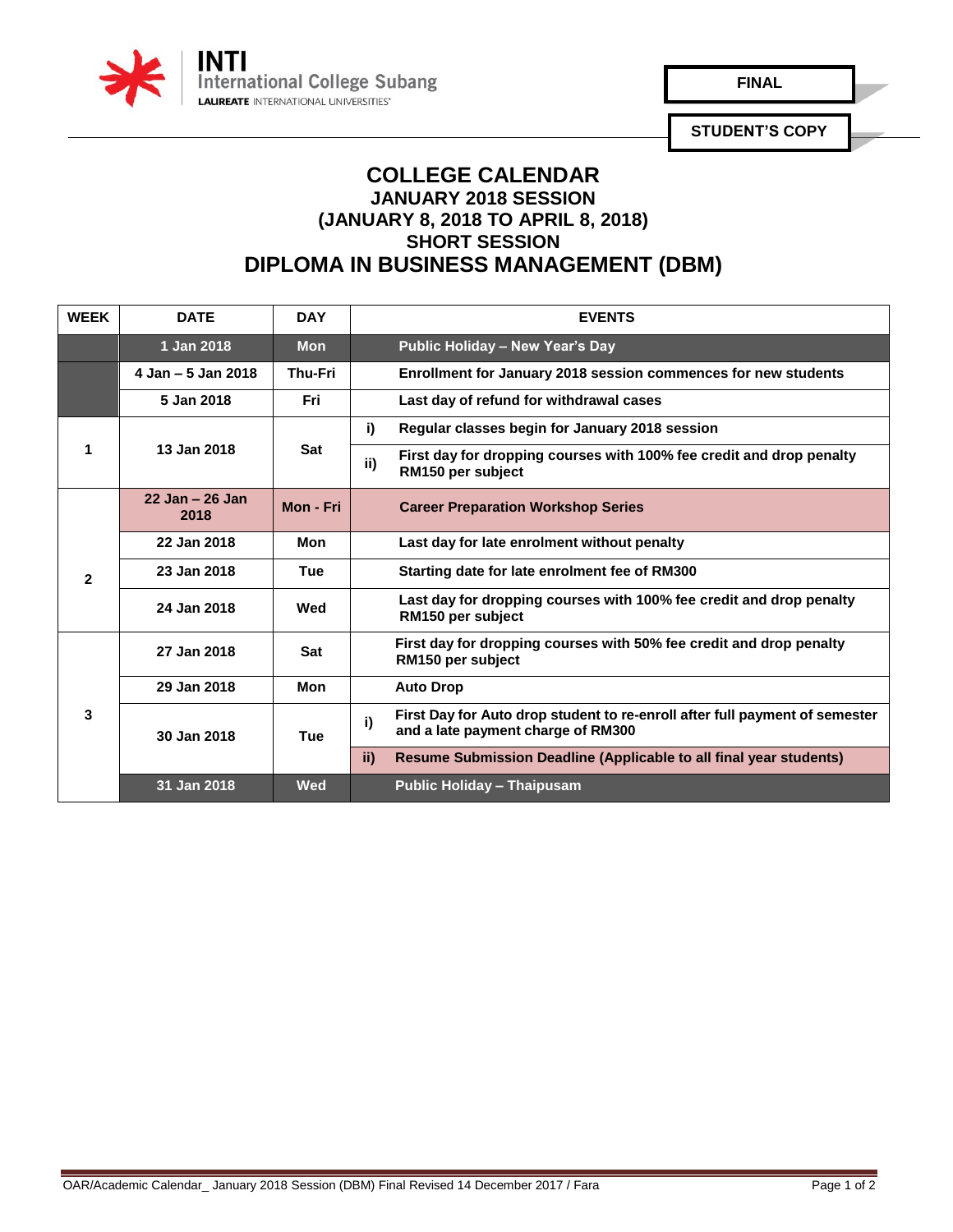INTI International College Subang
LAUREATE INTERNATIONAL UNIVERSITIES

**FINAL**

**STUDENT'S COPY**

# COLLEGE CALENDAR

## JANUARY 2018 SESSION
## (JANUARY 8, 2018 TO APRIL 8, 2018)
## SHORT SESSION
## DIPLOMA IN BUSINESS MANAGEMENT (DBM)

| WEEK | DATE | DAY | | EVENTS |
|---|---|---|---|---|
| | 1 Jan 2018 | Mon | | Public Holiday – New Year's Day |
| | 4 Jan – 5 Jan 2018 | Thu-Fri | | Enrollment for January 2018 session commences for new students |
| | 5 Jan 2018 | Fri | | Last day of refund for withdrawal cases |
| 1 | 13 Jan 2018 | Sat | i) | Regular classes begin for January 2018 session |
| | | | ii) | First day for dropping courses with 100% fee credit and drop penalty RM150 per subject |
| 2 | 22 Jan – 26 Jan 2018 | Mon - Fri | | Career Preparation Workshop Series |
| | 22 Jan 2018 | Mon | | Last day for late enrolment without penalty |
| | 23 Jan 2018 | Tue | | Starting date for late enrolment fee of RM300 |
| | 24 Jan 2018 | Wed | | Last day for dropping courses with 100% fee credit and drop penalty RM150 per subject |
| 3 | 27 Jan 2018 | Sat | | First day for dropping courses with 50% fee credit and drop penalty RM150 per subject |
| | 29 Jan 2018 | Mon | | Auto Drop |
| | 30 Jan 2018 | Tue | i) | First Day for Auto drop student to re-enroll after full payment of semester and a late payment charge of RM300 |
| | | | ii) | Resume Submission Deadline (Applicable to all final year students) |
| | 31 Jan 2018 | Wed | | Public Holiday – Thaipusam |

OAR/Academic Calendar_ January 2018 Session (DBM) Final Revised 14 December 2017 / Fara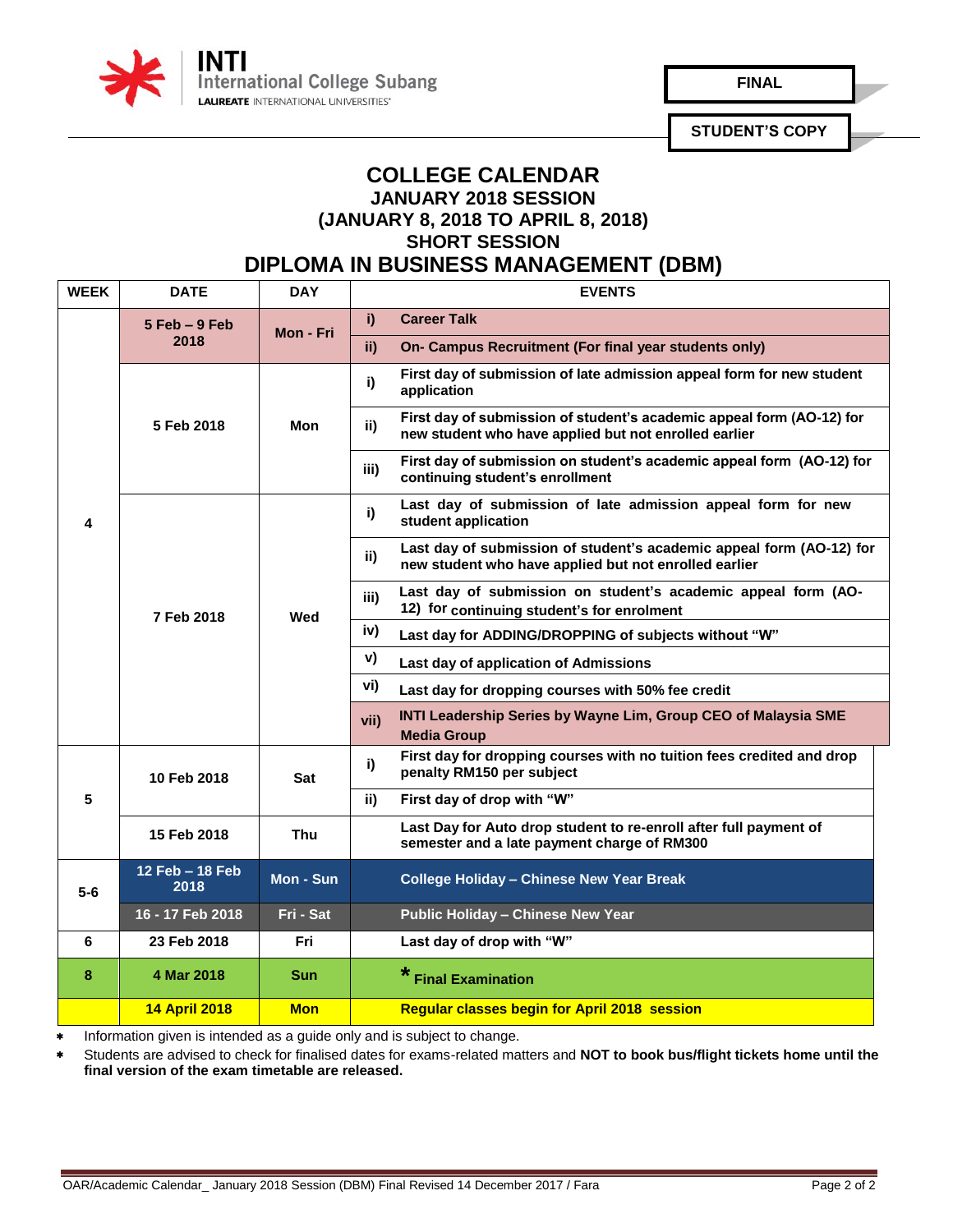FINAL

STUDENT'S COPY

# COLLEGE CALENDAR

## JANUARY 2018 SESSION

## (JANUARY 8, 2018 TO APRIL 8, 2018)

## SHORT SESSION

# DIPLOMA IN BUSINESS MANAGEMENT (DBM)

| WEEK | DATE | DAY | | EVENTS |
|---|---|---|---|---|
| 4 | 5 Feb – 9 Feb 2018 | Mon - Fri | i) | Career Talk |
| | | | ii) | On- Campus Recruitment (For final year students only) |
| | 5 Feb 2018 | Mon | i) | First day of submission of late admission appeal form for new student application |
| | | | ii) | First day of submission of student's academic appeal form (AO-12) for new student who have applied but not enrolled earlier |
| | | | iii) | First day of submission on student's academic appeal form (AO-12) for continuing student's enrollment |
| | 7 Feb 2018 | Wed | i) | Last day of submission of late admission appeal form for new student application |
| | | | ii) | Last day of submission of student's academic appeal form (AO-12) for new student who have applied but not enrolled earlier |
| | | | iii) | Last day of submission on student's academic appeal form (AO-12) for continuing student's for enrolment |
| | | | iv) | Last day for ADDING/DROPPING of subjects without "W" |
| | | | v) | Last day of application of Admissions |
| | | | vi) | Last day for dropping courses with 50% fee credit |
| | | | vii) | INTI Leadership Series by Wayne Lim, Group CEO of Malaysia SME Media Group |
| 5 | 10 Feb 2018 | Sat | i) | First day for dropping courses with no tuition fees credited and drop penalty RM150 per subject |
| | | | ii) | First day of drop with "W" |
| | 15 Feb 2018 | Thu | | Last Day for Auto drop student to re-enroll after full payment of semester and a late payment charge of RM300 |
| 5-6 | 12 Feb – 18 Feb 2018 | Mon - Sun | | College Holiday – Chinese New Year Break |
| | 16 - 17 Feb 2018 | Fri - Sat | | Public Holiday – Chinese New Year |
| 6 | 23 Feb 2018 | Fri | | Last day of drop with "W" |
| 8 | 4 Mar 2018 | Sun | | * Final Examination |
| | 14 April 2018 | Mon | | Regular classes begin for April 2018 session |

- Information given is intended as a guide only and is subject to change.
- Students are advised to check for finalised dates for exams-related matters and **NOT to book bus/flight tickets home until the final version of the exam timetable are released.**

OAR/Academic Calendar_ January 2018 Session (DBM) Final Revised 14 December 2017 / Fara